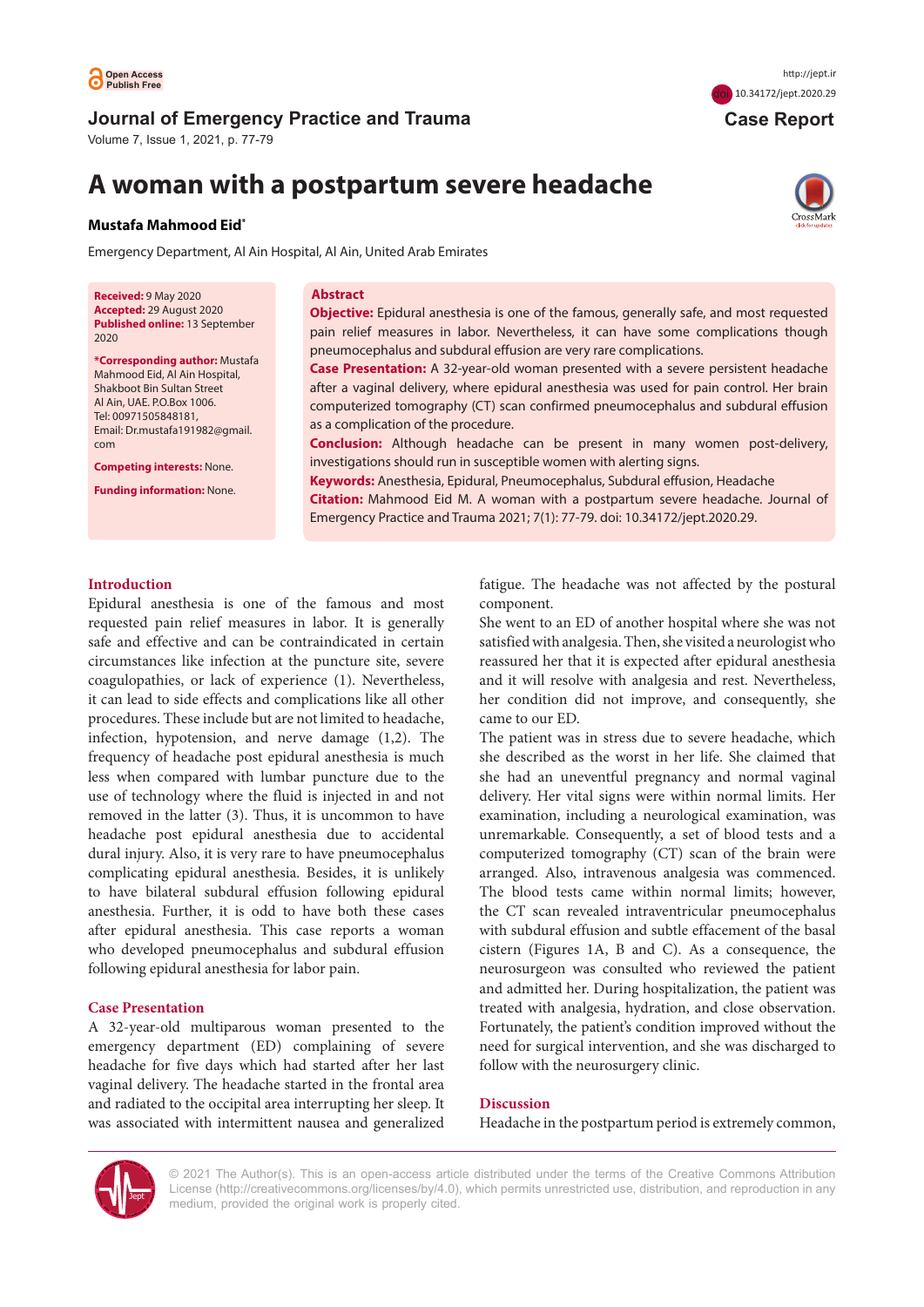Journal of Emergency Practice and Trauma

Case Report

http://jept.ir

doi 10.34172/jept.2020.29

# A woman with a postpartum severe headache

**Mustafa Mahmood Eid***

Emergency Department, Al Ain Hospital, Al Ain, United Arab Emirates

**Received:** 9 May 2020
**Accepted:** 29 August 2020
**Published online:** 13 September 2020

***Corresponding author:** Mustafa Mahmood Eid, Al Ain Hospital, Shakboot Bin Sultan Street Al Ain, UAE. P.O.Box 1006. Tel: 00971505848181, Email: Dr.mustafa191982@gmail.com

**Competing interests:** None.

**Funding information:** None.

## Abstract

**Objective:** Epidural anesthesia is one of the famous, generally safe, and most requested pain relief measures in labor. Nevertheless, it can have some complications though pneumocephalus and subdural effusion are very rare complications.

**Case Presentation:** A 32-year-old woman presented with a severe persistent headache after a vaginal delivery, where epidural anesthesia was used for pain control. Her brain computerized tomography (CT) scan confirmed pneumocephalus and subdural effusion as a complication of the procedure.

**Conclusion:** Although headache can be present in many women post-delivery, investigations should run in susceptible women with alerting signs.

**Keywords:** Anesthesia, Epidural, Pneumocephalus, Subdural effusion, Headache

**Citation:** Mahmood Eid M. A woman with a postpartum severe headache. Journal of Emergency Practice and Trauma 2021; 7(1): 77-79. doi: 10.34172/jept.2020.29.

## Introduction

Epidural anesthesia is one of the famous and most requested pain relief measures in labor. It is generally safe and effective and can be contraindicated in certain circumstances like infection at the puncture site, severe coagulopathies, or lack of experience (1). Nevertheless, it can lead to side effects and complications like all other procedures. These include but are not limited to headache, infection, hypotension, and nerve damage (1,2). The frequency of headache post epidural anesthesia is much less when compared with lumbar puncture due to the use of technology where the fluid is injected in and not removed in the latter (3). Thus, it is uncommon to have headache post epidural anesthesia due to accidental dural injury. Also, it is very rare to have pneumocephalus complicating epidural anesthesia. Besides, it is unlikely to have bilateral subdural effusion following epidural anesthesia. Further, it is odd to have both these cases after epidural anesthesia. This case reports a woman who developed pneumocephalus and subdural effusion following epidural anesthesia for labor pain.

## Case Presentation

A 32-year-old multiparous woman presented to the emergency department (ED) complaining of severe headache for five days which had started after her last vaginal delivery. The headache started in the frontal area and radiated to the occipital area interrupting her sleep. It was associated with intermittent nausea and generalized fatigue. The headache was not affected by the postural component.

She went to an ED of another hospital where she was not satisfied with analgesia. Then, she visited a neurologist who reassured her that it is expected after epidural anesthesia and it will resolve with analgesia and rest. Nevertheless, her condition did not improve, and consequently, she came to our ED.

The patient was in stress due to severe headache, which she described as the worst in her life. She claimed that she had an uneventful pregnancy and normal vaginal delivery. Her vital signs were within normal limits. Her examination, including a neurological examination, was unremarkable. Consequently, a set of blood tests and a computerized tomography (CT) scan of the brain were arranged. Also, intravenous analgesia was commenced. The blood tests came within normal limits; however, the CT scan revealed intraventricular pneumocephalus with subdural effusion and subtle effacement of the basal cistern (Figures 1A, B and C). As a consequence, the neurosurgeon was consulted who reviewed the patient and admitted her. During hospitalization, the patient was treated with analgesia, hydration, and close observation. Fortunately, the patient's condition improved without the need for surgical intervention, and she was discharged to follow with the neurosurgery clinic.

## Discussion

Headache in the postpartum period is extremely common,

© 2021 The Author(s). This is an open-access article distributed under the terms of the Creative Commons Attribution License (http://creativecommons.org/licenses/by/4.0), which permits unrestricted use, distribution, and reproduction in any medium, provided the original work is properly cited.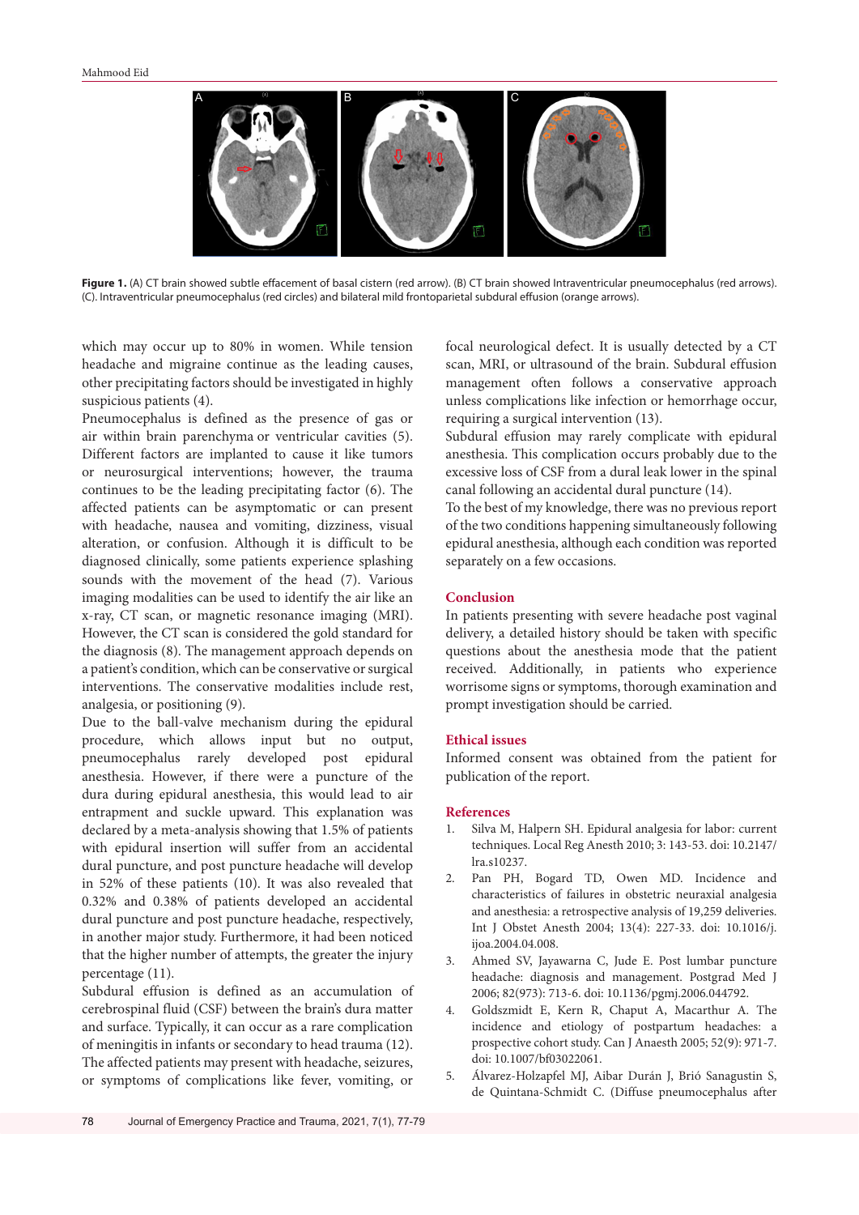**Figure 1.** (A) CT brain showed subtle effacement of basal cistern (red arrow). (B) CT brain showed Intraventricular pneumocephalus (red arrows). (C). Intraventricular pneumocephalus (red circles) and bilateral mild frontoparietal subdural effusion (orange arrows).

which may occur up to 80% in women. While tension headache and migraine continue as the leading causes, other precipitating factors should be investigated in highly suspicious patients (4).

Pneumocephalus is defined as the presence of gas or air within brain parenchyma or ventricular cavities (5). Different factors are implanted to cause it like tumors or neurosurgical interventions; however, the trauma continues to be the leading precipitating factor (6). The affected patients can be asymptomatic or can present with headache, nausea and vomiting, dizziness, visual alteration, or confusion. Although it is difficult to be diagnosed clinically, some patients experience splashing sounds with the movement of the head (7). Various imaging modalities can be used to identify the air like an x-ray, CT scan, or magnetic resonance imaging (MRI). However, the CT scan is considered the gold standard for the diagnosis (8). The management approach depends on a patient's condition, which can be conservative or surgical interventions. The conservative modalities include rest, analgesia, or positioning (9).

Due to the ball-valve mechanism during the epidural procedure, which allows input but no output, pneumocephalus rarely developed post epidural anesthesia. However, if there were a puncture of the dura during epidural anesthesia, this would lead to air entrapment and suckle upward. This explanation was declared by a meta-analysis showing that 1.5% of patients with epidural insertion will suffer from an accidental dural puncture, and post puncture headache will develop in 52% of these patients (10). It was also revealed that 0.32% and 0.38% of patients developed an accidental dural puncture and post puncture headache, respectively, in another major study. Furthermore, it had been noticed that the higher number of attempts, the greater the injury percentage (11).

Subdural effusion is defined as an accumulation of cerebrospinal fluid (CSF) between the brain's dura matter and surface. Typically, it can occur as a rare complication of meningitis in infants or secondary to head trauma (12). The affected patients may present with headache, seizures, or symptoms of complications like fever, vomiting, or focal neurological defect. It is usually detected by a CT scan, MRI, or ultrasound of the brain. Subdural effusion management often follows a conservative approach unless complications like infection or hemorrhage occur, requiring a surgical intervention (13).

Subdural effusion may rarely complicate with epidural anesthesia. This complication occurs probably due to the excessive loss of CSF from a dural leak lower in the spinal canal following an accidental dural puncture (14).

To the best of my knowledge, there was no previous report of the two conditions happening simultaneously following epidural anesthesia, although each condition was reported separately on a few occasions.

## Conclusion

In patients presenting with severe headache post vaginal delivery, a detailed history should be taken with specific questions about the anesthesia mode that the patient received. Additionally, in patients who experience worrisome signs or symptoms, thorough examination and prompt investigation should be carried.

## Ethical issues

Informed consent was obtained from the patient for publication of the report.

## References

1. Silva M, Halpern SH. Epidural analgesia for labor: current techniques. Local Reg Anesth 2010; 3: 143-53. doi: 10.2147/lra.s10237.
2. Pan PH, Bogard TD, Owen MD. Incidence and characteristics of failures in obstetric neuraxial analgesia and anesthesia: a retrospective analysis of 19,259 deliveries. Int J Obstet Anesth 2004; 13(4): 227-33. doi: 10.1016/j.ijoa.2004.04.008.
3. Ahmed SV, Jayawarna C, Jude E. Post lumbar puncture headache: diagnosis and management. Postgrad Med J 2006; 82(973): 713-6. doi: 10.1136/pgmj.2006.044792.
4. Goldszmidt E, Kern R, Chaput A, Macarthur A. The incidence and etiology of postpartum headaches: a prospective cohort study. Can J Anaesth 2005; 52(9): 971-7. doi: 10.1007/bf03022061.
5. Álvarez-Holzapfel MJ, Aibar Durán J, Brió Sanagustin S, de Quintana-Schmidt C. (Diffuse pneumocephalus after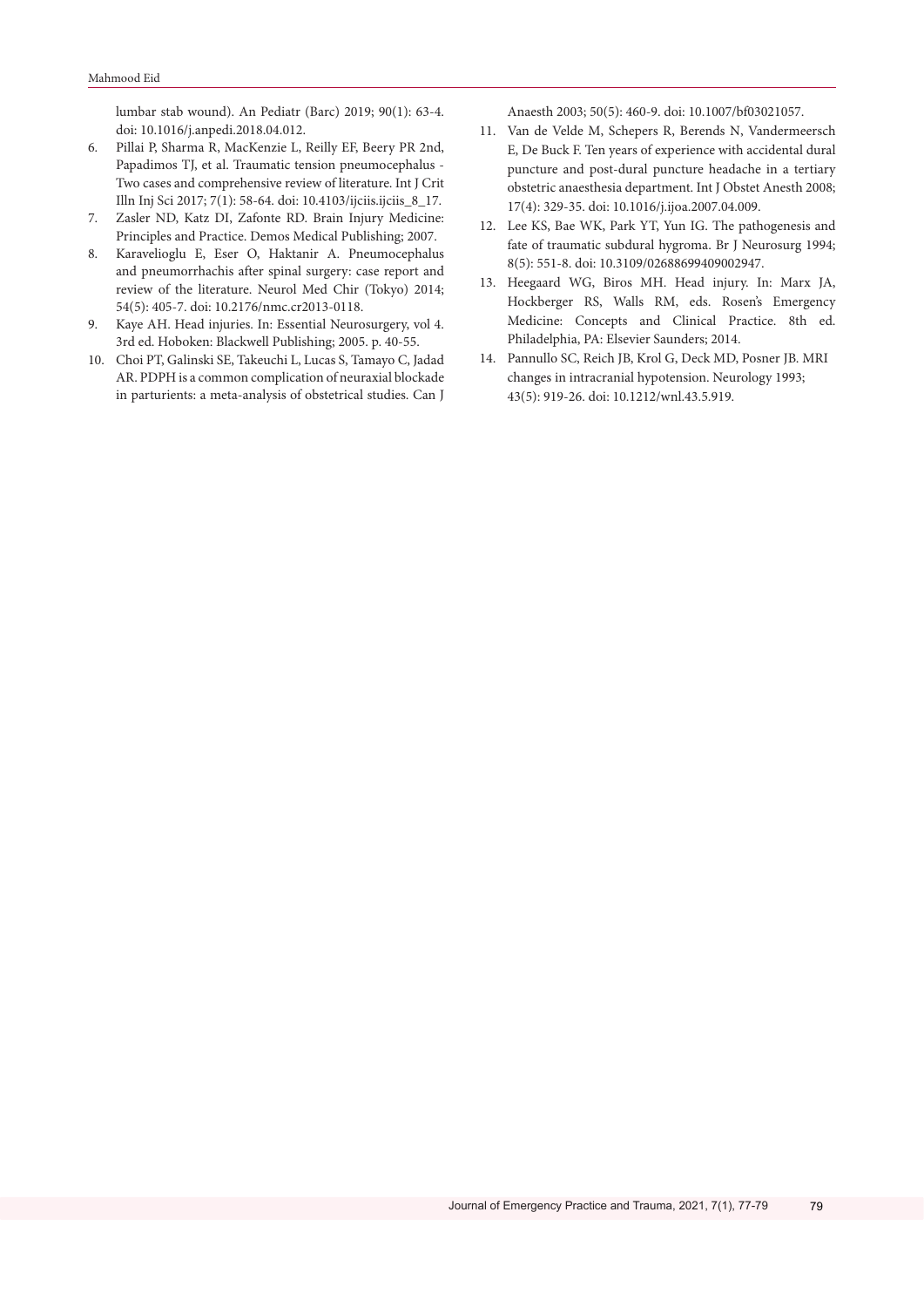lumbar stab wound). An Pediatr (Barc) 2019; 90(1): 63-4. doi: 10.1016/j.anpedi.2018.04.012.

6. Pillai P, Sharma R, MacKenzie L, Reilly EF, Beery PR 2nd, Papadimos TJ, et al. Traumatic tension pneumocephalus - Two cases and comprehensive review of literature. Int J Crit Illn Inj Sci 2017; 7(1): 58-64. doi: 10.4103/ijciis.ijciis_8_17.
7. Zasler ND, Katz DI, Zafonte RD. Brain Injury Medicine: Principles and Practice. Demos Medical Publishing; 2007.
8. Karavelioglu E, Eser O, Haktanir A. Pneumocephalus and pneumorrhachis after spinal surgery: case report and review of the literature. Neurol Med Chir (Tokyo) 2014; 54(5): 405-7. doi: 10.2176/nmc.cr2013-0118.
9. Kaye AH. Head injuries. In: Essential Neurosurgery, vol 4. 3rd ed. Hoboken: Blackwell Publishing; 2005. p. 40-55.
10. Choi PT, Galinski SE, Takeuchi L, Lucas S, Tamayo C, Jadad AR. PDPH is a common complication of neuraxial blockade in parturients: a meta-analysis of obstetrical studies. Can J Anaesth 2003; 50(5): 460-9. doi: 10.1007/bf03021057.
11. Van de Velde M, Schepers R, Berends N, Vandermeersch E, De Buck F. Ten years of experience with accidental dural puncture and post-dural puncture headache in a tertiary obstetric anaesthesia department. Int J Obstet Anesth 2008; 17(4): 329-35. doi: 10.1016/j.ijoa.2007.04.009.
12. Lee KS, Bae WK, Park YT, Yun IG. The pathogenesis and fate of traumatic subdural hygroma. Br J Neurosurg 1994; 8(5): 551-8. doi: 10.3109/02688699409002947.
13. Heegaard WG, Biros MH. Head injury. In: Marx JA, Hockberger RS, Walls RM, eds. Rosen's Emergency Medicine: Concepts and Clinical Practice. 8th ed. Philadelphia, PA: Elsevier Saunders; 2014.
14. Pannullo SC, Reich JB, Krol G, Deck MD, Posner JB. MRI changes in intracranial hypotension. Neurology 1993; 43(5): 919-26. doi: 10.1212/wnl.43.5.919.